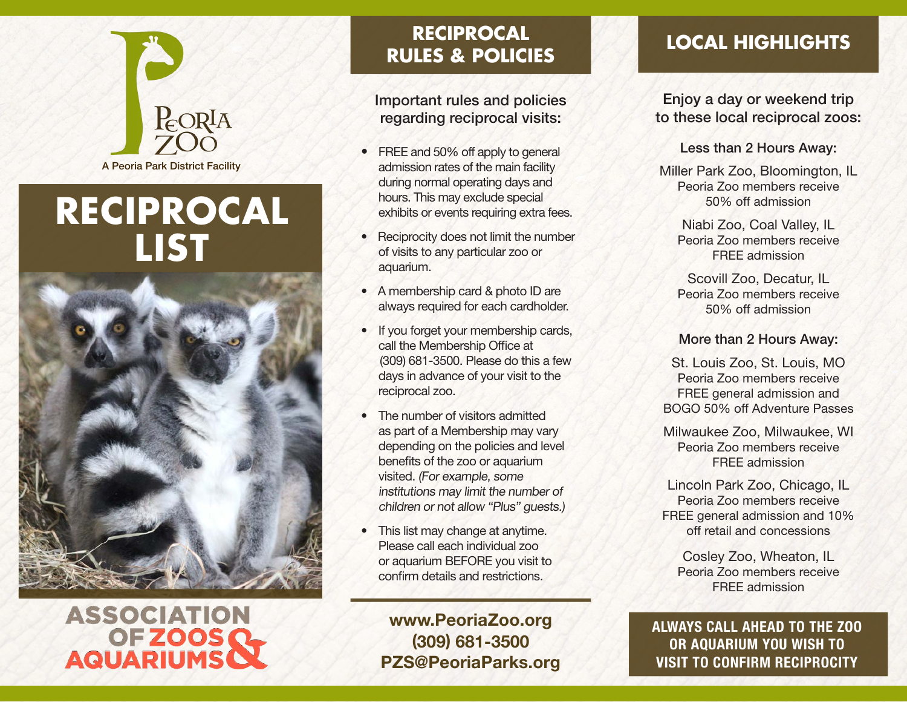Peoria Zoo

A Peoria Park District Facility

# RECIPROCAL LIST

ASSOCIATION OF ZOOS & AQUARIUMS

## RECIPROCAL RULES & POLICIES

Important rules and policies regarding reciprocal visits:

- FREE and 50% off apply to general admission rates of the main facility during normal operating days and hours. This may exclude special exhibits or events requiring extra fees.
- Reciprocity does not limit the number of visits to any particular zoo or aquarium.
- A membership card & photo ID are always required for each cardholder.
- If you forget your membership cards, call the Membership Office at (309) 681-3500. Please do this a few days in advance of your visit to the reciprocal zoo.
- The number of visitors admitted as part of a Membership may vary depending on the policies and level benefits of the zoo or aquarium visited. *(For example, some institutions may limit the number of children or not allow "Plus" guests.)*
- This list may change at anytime. Please call each individual zoo or aquarium BEFORE you visit to confirm details and restrictions.

**www.PeoriaZoo.org**
**(309) 681-3500**
**PZS@PeoriaParks.org**

## LOCAL HIGHLIGHTS

Enjoy a day or weekend trip to these local reciprocal zoos:

### Less than 2 Hours Away:

Miller Park Zoo, Bloomington, IL
Peoria Zoo members receive 50% off admission

Niabi Zoo, Coal Valley, IL
Peoria Zoo members receive FREE admission

Scovill Zoo, Decatur, IL
Peoria Zoo members receive 50% off admission

### More than 2 Hours Away:

St. Louis Zoo, St. Louis, MO
Peoria Zoo members receive FREE general admission and BOGO 50% off Adventure Passes

Milwaukee Zoo, Milwaukee, WI
Peoria Zoo members receive FREE admission

Lincoln Park Zoo, Chicago, IL
Peoria Zoo members receive FREE general admission and 10% off retail and concessions

Cosley Zoo, Wheaton, IL
Peoria Zoo members receive FREE admission

**ALWAYS CALL AHEAD TO THE ZOO OR AQUARIUM YOU WISH TO VISIT TO CONFIRM RECIPROCITY**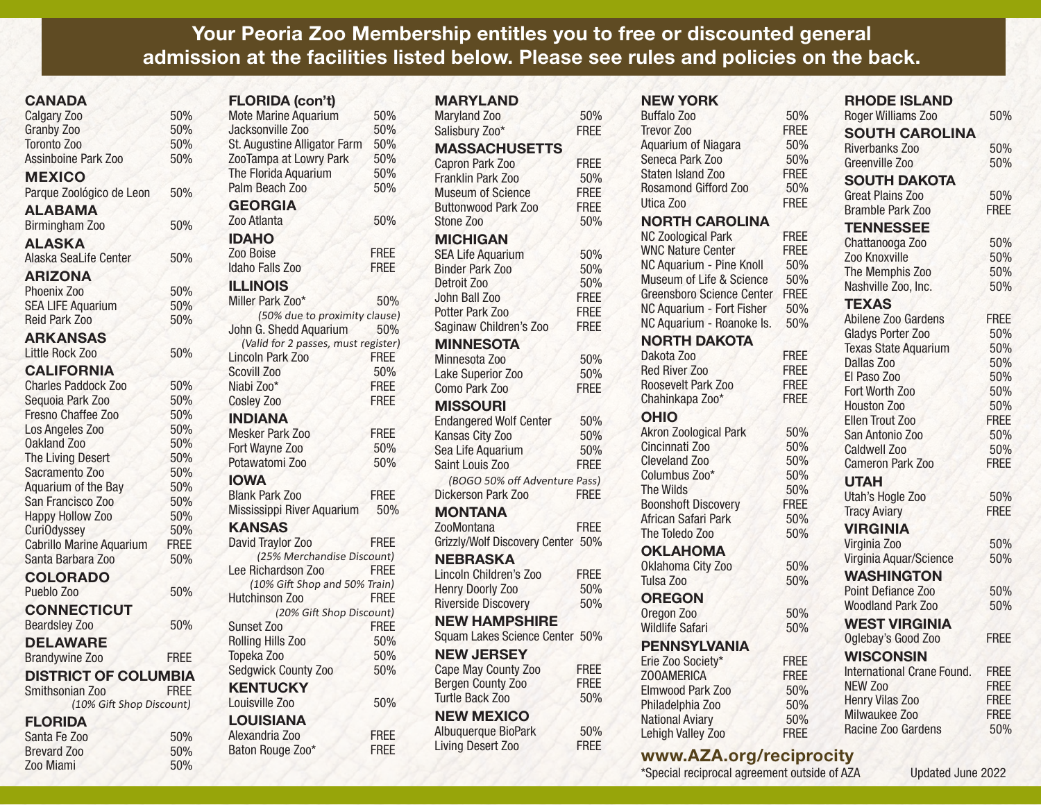**Your Peoria Zoo Membership entitles you to free or discounted general admission at the facilities listed below. Please see rules and policies on the back.**

## CANADA

| | |
|---|---|
| Calgary Zoo | 50% |
| Granby Zoo | 50% |
| Toronto Zoo | 50% |
| Assinboine Park Zoo | 50% |

## MEXICO

| | |
|---|---|
| Parque Zoológico de Leon | 50% |

## ALABAMA

| | |
|---|---|
| Birmingham Zoo | 50% |

## ALASKA

| | |
|---|---|
| Alaska SeaLife Center | 50% |

## ARIZONA

| | |
|---|---|
| Phoenix Zoo | 50% |
| SEA LIFE Aquarium | 50% |
| Reid Park Zoo | 50% |

## ARKANSAS

| | |
|---|---|
| Little Rock Zoo | 50% |

## CALIFORNIA

| | |
|---|---|
| Charles Paddock Zoo | 50% |
| Sequoia Park Zoo | 50% |
| Fresno Chaffee Zoo | 50% |
| Los Angeles Zoo | 50% |
| Oakland Zoo | 50% |
| The Living Desert | 50% |
| Sacramento Zoo | 50% |
| Aquarium of the Bay | 50% |
| San Francisco Zoo | 50% |
| Happy Hollow Zoo | 50% |
| CuriOdyssey | 50% |
| Cabrillo Marine Aquarium | FREE |
| Santa Barbara Zoo | 50% |

## COLORADO

| | |
|---|---|
| Pueblo Zoo | 50% |

## CONNECTICUT

| | |
|---|---|
| Beardsley Zoo | 50% |

## DELAWARE

| | |
|---|---|
| Brandywine Zoo | FREE |

## DISTRICT OF COLUMBIA

| | |
|---|---|
| Smithsonian Zoo *(10% Gift Shop Discount)* | FREE |

## FLORIDA

| | |
|---|---|
| Santa Fe Zoo | 50% |
| Brevard Zoo | 50% |
| Zoo Miami | 50% |
| Mote Marine Aquarium | 50% |
| Jacksonville Zoo | 50% |
| St. Augustine Alligator Farm | 50% |
| ZooTampa at Lowry Park | 50% |
| The Florida Aquarium | 50% |
| Palm Beach Zoo | 50% |

## GEORGIA

| | |
|---|---|
| Zoo Atlanta | 50% |

## IDAHO

| | |
|---|---|
| Zoo Boise | FREE |
| Idaho Falls Zoo | FREE |

## ILLINOIS

| | |
|---|---|
| Miller Park Zoo* *(50% due to proximity clause)* | 50% |
| John G. Shedd Aquarium *(Valid for 2 passes, must register)* | 50% |
| Lincoln Park Zoo | FREE |
| Scovill Zoo | 50% |
| Niabi Zoo* | FREE |
| Cosley Zoo | FREE |

## INDIANA

| | |
|---|---|
| Mesker Park Zoo | FREE |
| Fort Wayne Zoo | 50% |
| Potawatomi Zoo | 50% |

## IOWA

| | |
|---|---|
| Blank Park Zoo | FREE |
| Mississippi River Aquarium | 50% |

## KANSAS

| | |
|---|---|
| David Traylor Zoo *(25% Merchandise Discount)* | FREE |
| Lee Richardson Zoo *(10% Gift Shop and 50% Train)* | FREE |
| Hutchinson Zoo *(20% Gift Shop Discount)* | FREE |
| Sunset Zoo | FREE |
| Rolling Hills Zoo | 50% |
| Topeka Zoo | 50% |
| Sedgwick County Zoo | 50% |

## KENTUCKY

| | |
|---|---|
| Louisville Zoo | 50% |

## LOUISIANA

| | |
|---|---|
| Alexandria Zoo | FREE |
| Baton Rouge Zoo* | FREE |

## MARYLAND

| | |
|---|---|
| Maryland Zoo | 50% |
| Salisbury Zoo* | FREE |

## MASSACHUSETTS

| | |
|---|---|
| Capron Park Zoo | FREE |
| Franklin Park Zoo | 50% |
| Museum of Science | FREE |
| Buttonwood Park Zoo | FREE |
| Stone Zoo | 50% |

## MICHIGAN

| | |
|---|---|
| SEA Life Aquarium | 50% |
| Binder Park Zoo | 50% |
| Detroit Zoo | 50% |
| John Ball Zoo | FREE |
| Potter Park Zoo | FREE |
| Saginaw Children's Zoo | FREE |

## MINNESOTA

| | |
|---|---|
| Minnesota Zoo | 50% |
| Lake Superior Zoo | 50% |
| Como Park Zoo | FREE |

## MISSOURI

| | |
|---|---|
| Endangered Wolf Center | 50% |
| Kansas City Zoo | 50% |
| Sea Life Aquarium | 50% |
| Saint Louis Zoo *(BOGO 50% off Adventure Pass)* | FREE |
| Dickerson Park Zoo | FREE |

## MONTANA

| | |
|---|---|
| ZooMontana | FREE |
| Grizzly/Wolf Discovery Center | 50% |

## NEBRASKA

| | |
|---|---|
| Lincoln Children's Zoo | FREE |
| Henry Doorly Zoo | 50% |
| Riverside Discovery | 50% |

## NEW HAMPSHIRE

| | |
|---|---|
| Squam Lakes Science Center | 50% |

## NEW JERSEY

| | |
|---|---|
| Cape May County Zoo | FREE |
| Bergen County Zoo | FREE |
| Turtle Back Zoo | 50% |

## NEW MEXICO

| | |
|---|---|
| Albuquerque BioPark | 50% |
| Living Desert Zoo | FREE |

## NEW YORK

| | |
|---|---|
| Buffalo Zoo | 50% |
| Trevor Zoo | FREE |
| Aquarium of Niagara | 50% |
| Seneca Park Zoo | 50% |
| Staten Island Zoo | FREE |
| Rosamond Gifford Zoo | 50% |
| Utica Zoo | FREE |

## NORTH CAROLINA

| | |
|---|---|
| NC Zoological Park | FREE |
| WNC Nature Center | FREE |
| NC Aquarium - Pine Knoll | 50% |
| Museum of Life & Science | 50% |
| Greensboro Science Center | FREE |
| NC Aquarium - Fort Fisher | 50% |
| NC Aquarium - Roanoke Is. | 50% |

## NORTH DAKOTA

| | |
|---|---|
| Dakota Zoo | FREE |
| Red River Zoo | FREE |
| Roosevelt Park Zoo | FREE |
| Chahinkapa Zoo* | FREE |

## OHIO

| | |
|---|---|
| Akron Zoological Park | 50% |
| Cincinnati Zoo | 50% |
| Cleveland Zoo | 50% |
| Columbus Zoo* | 50% |
| The Wilds | 50% |
| Boonshoft Discovery | FREE |
| African Safari Park | 50% |
| The Toledo Zoo | 50% |

## OKLAHOMA

| | |
|---|---|
| Oklahoma City Zoo | 50% |
| Tulsa Zoo | 50% |

## OREGON

| | |
|---|---|
| Oregon Zoo | 50% |
| Wildlife Safari | 50% |

## PENNSYLVANIA

| | |
|---|---|
| Erie Zoo Society* | FREE |
| ZOOAMERICA | FREE |
| Elmwood Park Zoo | 50% |
| Philadelphia Zoo | 50% |
| National Aviary | 50% |
| Lehigh Valley Zoo | FREE |

## RHODE ISLAND

| | |
|---|---|
| Roger Williams Zoo | 50% |

## SOUTH CAROLINA

| | |
|---|---|
| Riverbanks Zoo | 50% |
| Greenville Zoo | 50% |

## SOUTH DAKOTA

| | |
|---|---|
| Great Plains Zoo | 50% |
| Bramble Park Zoo | FREE |

## TENNESSEE

| | |
|---|---|
| Chattanooga Zoo | 50% |
| Zoo Knoxville | 50% |
| The Memphis Zoo | 50% |
| Nashville Zoo, Inc. | 50% |

## TEXAS

| | |
|---|---|
| Abilene Zoo Gardens | FREE |
| Gladys Porter Zoo | 50% |
| Texas State Aquarium | 50% |
| Dallas Zoo | 50% |
| El Paso Zoo | 50% |
| Fort Worth Zoo | 50% |
| Houston Zoo | 50% |
| Ellen Trout Zoo | FREE |
| San Antonio Zoo | 50% |
| Caldwell Zoo | 50% |
| Cameron Park Zoo | FREE |

## UTAH

| | |
|---|---|
| Utah's Hogle Zoo | 50% |
| Tracy Aviary | FREE |

## VIRGINIA

| | |
|---|---|
| Virginia Zoo | 50% |
| Virginia Aquar/Science | 50% |

## WASHINGTON

| | |
|---|---|
| Point Defiance Zoo | 50% |
| Woodland Park Zoo | 50% |

## WEST VIRGINIA

| | |
|---|---|
| Oglebay's Good Zoo | FREE |

## WISCONSIN

| | |
|---|---|
| International Crane Found. | FREE |
| NEW Zoo | FREE |
| Henry Vilas Zoo | FREE |
| Milwaukee Zoo | FREE |
| Racine Zoo Gardens | 50% |

**www.AZA.org/reciprocity**

*Special reciprocal agreement outside of AZA

Updated June 2022